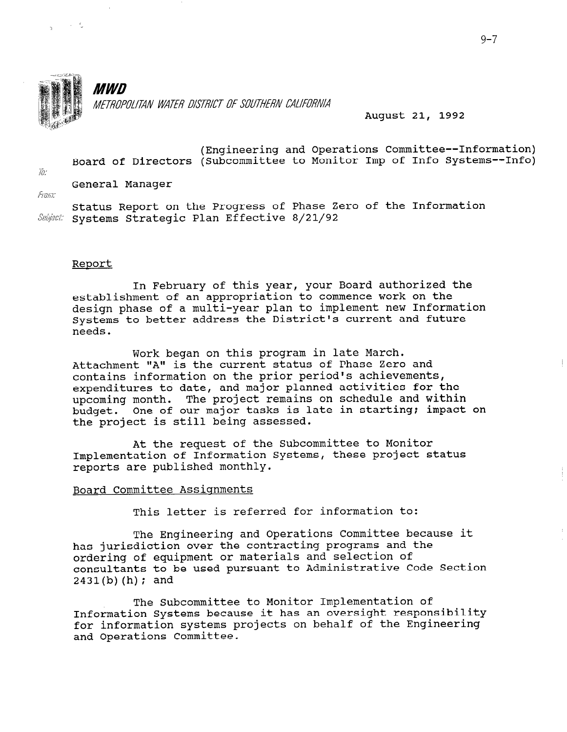**MWD**

METROPOLITAN WATER DISTRICT OF SOUTHERN CALIFORNIA

August 21, 1992

To: Board of Directors (Engineering and Operations Committee--Information) (Subcommittee to Monitor Imp of Info Systems--Info)

From: General Manager

Subject: Status Report on the Progress of Phase Zero of the Information Systems Strategic Plan Effective 8/21/92

## Report

In February of this year, your Board authorized the establishment of an appropriation to commence work on the design phase of a multi-year plan to implement new Information Systems to better address the District's current and future needs.

Work began on this program in late March. Attachment "A" is the current status of Phase Zero and contains information on the prior period's achievements, expenditures to date, and major planned activities for the upcoming month. The project remains on schedule and within budget. One of our major tasks is late in starting; impact on the project is still being assessed.

At the request of the Subcommittee to Monitor Implementation of Information Systems, these project status reports are published monthly.

## Board Committee Assignments

This letter is referred for information to:

The Engineering and Operations Committee because it has jurisdiction over the contracting programs and the ordering of equipment or materials and selection of consultants to be used pursuant to Administrative Code Section 2431(b)(h); and

The Subcommittee to Monitor Implementation of Information Systems because it has an oversight responsibility for information systems projects on behalf of the Engineering and Operations Committee.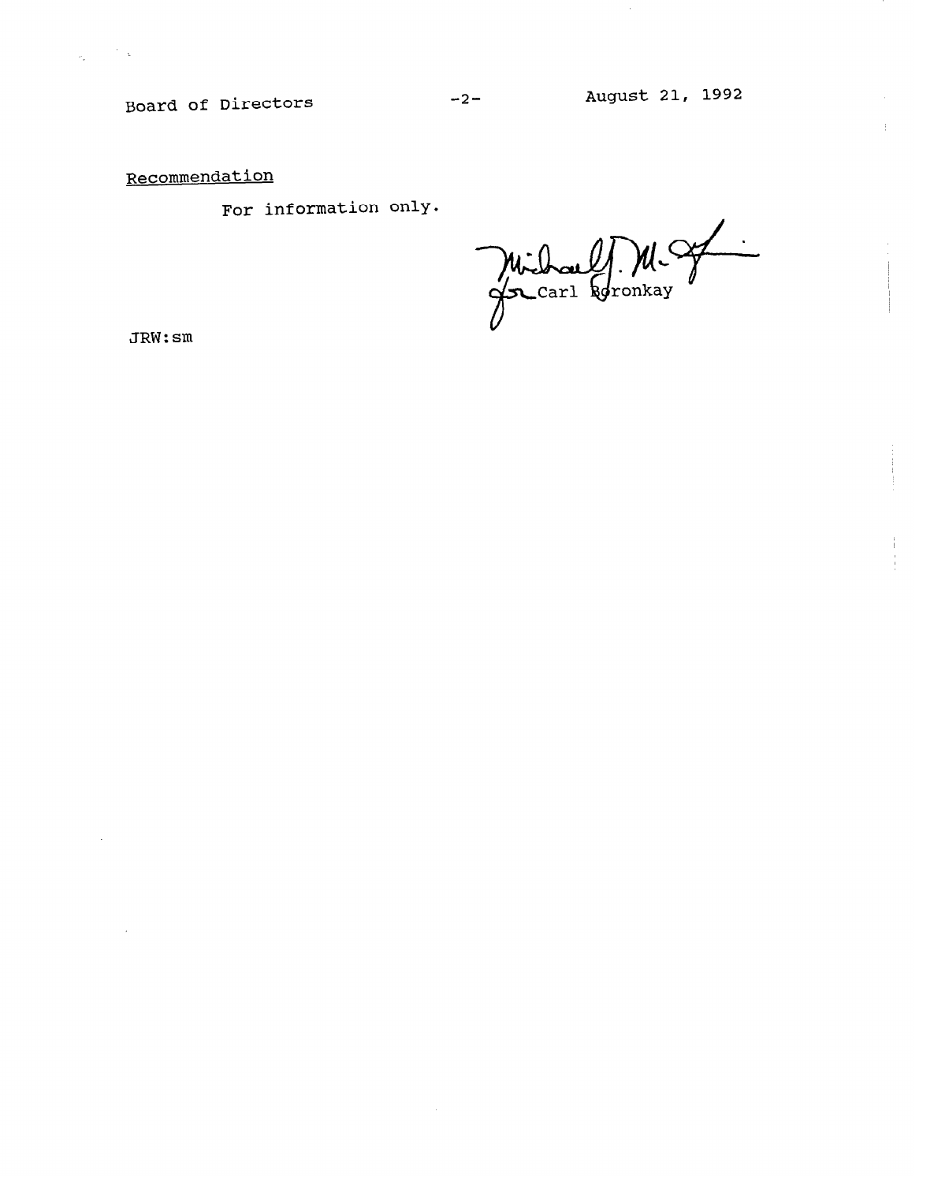Board of Directors -2- August 21, 1992

Recommendation

For information only.

for Carl Boronkay

JRW:sm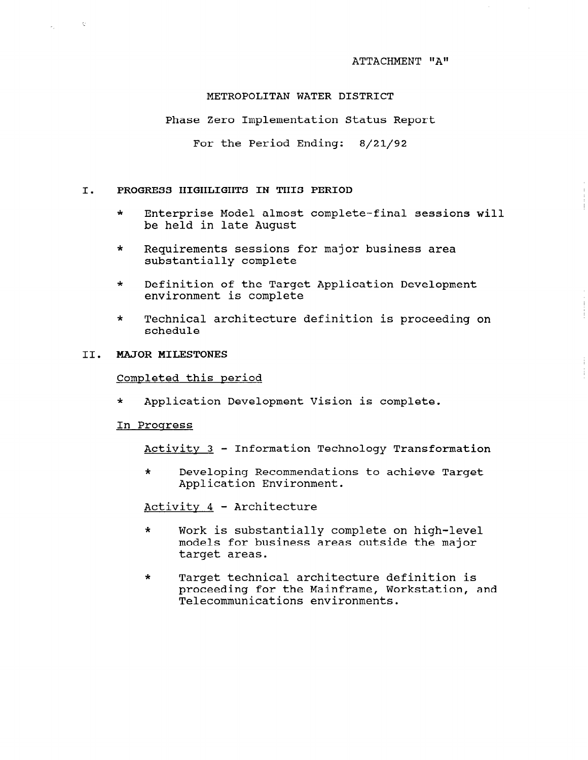ATTACHMENT "A"

METROPOLITAN WATER DISTRICT

Phase Zero Implementation Status Report

For the Period Ending: 8/21/92

## I. PROGRESS HIGHLIGHTS IN THIS PERIOD

* Enterprise Model almost complete-final sessions will be held in late August

* Requirements sessions for major business area substantially complete

* Definition of the Target Application Development environment is complete

* Technical architecture definition is proceeding on schedule

## II. MAJOR MILESTONES

Completed this period

* Application Development Vision is complete.

In Progress

Activity 3 - Information Technology Transformation

* Developing Recommendations to achieve Target Application Environment.

Activity 4 - Architecture

* Work is substantially complete on high-level models for business areas outside the major target areas.

* Target technical architecture definition is proceeding for the Mainframe, Workstation, and Telecommunications environments.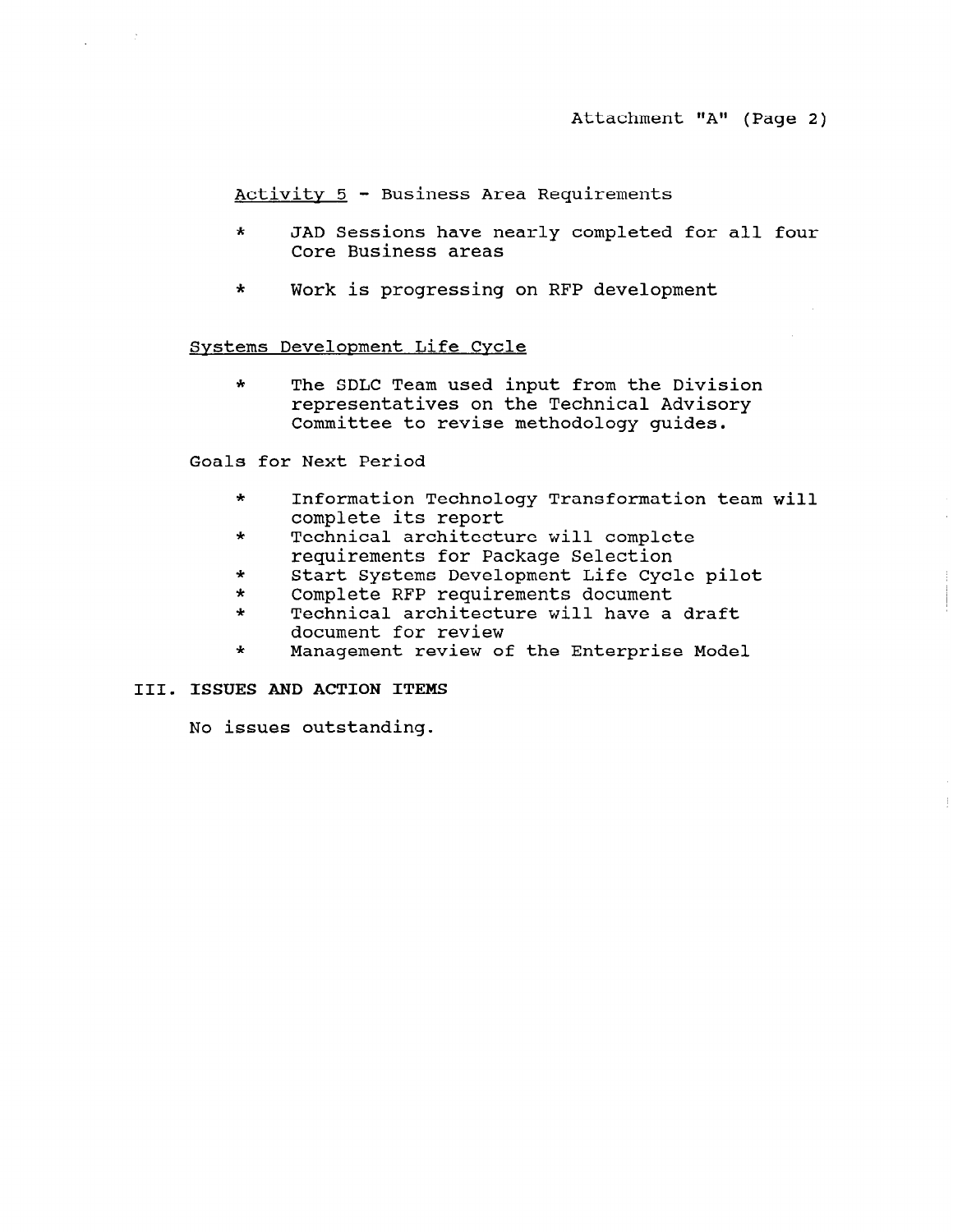Attachment "A" (Page 2)

Activity 5 - Business Area Requirements

- JAD Sessions have nearly completed for all four Core Business areas
- Work is progressing on RFP development

Systems Development Life Cycle

- The SDLC Team used input from the Division representatives on the Technical Advisory Committee to revise methodology guides.

Goals for Next Period

- Information Technology Transformation team will complete its report
- Technical architecture will complete requirements for Package Selection
- Start Systems Development Life Cycle pilot
- Complete RFP requirements document
- Technical architecture will have a draft document for review
- Management review of the Enterprise Model

## III. ISSUES AND ACTION ITEMS

No issues outstanding.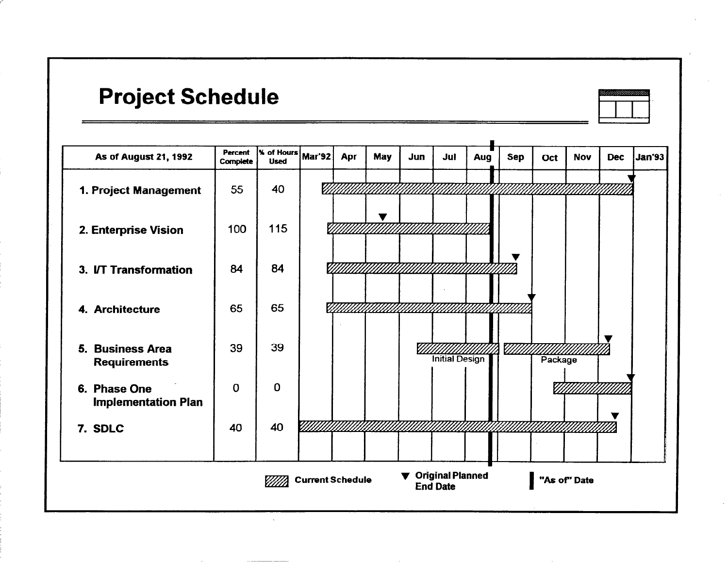# Project Schedule

| As of August 21, 1992 | Percent Complete | % of Hours Used | Mar'92 | Apr | May | Jun | Jul | Aug | Sep | Oct | Nov | Dec | Jan'93 |
|---|---|---|---|---|---|---|---|---|---|---|---|---|---|
| 1. Project Management | 55 | 40 | | | | | | | | | | | |
| 2. Enterprise Vision | 100 | 115 | | | | | | | | | | | |
| 3. I/T Transformation | 84 | 84 | | | | | | | | | | | |
| 4. Architecture | 65 | 65 | | | | | | | | | | | |
| 5. Business Area Requirements | 39 | 39 | | | | Initial Design | | | | Package | | | |
| 6. Phase One Implementation Plan | 0 | 0 | | | | | | | | | | | |
| 7. SDLC | 40 | 40 | | | | | | | | | | | |

Legend: Current Schedule; ▼ Original Planned End Date; ▌ "As of" Date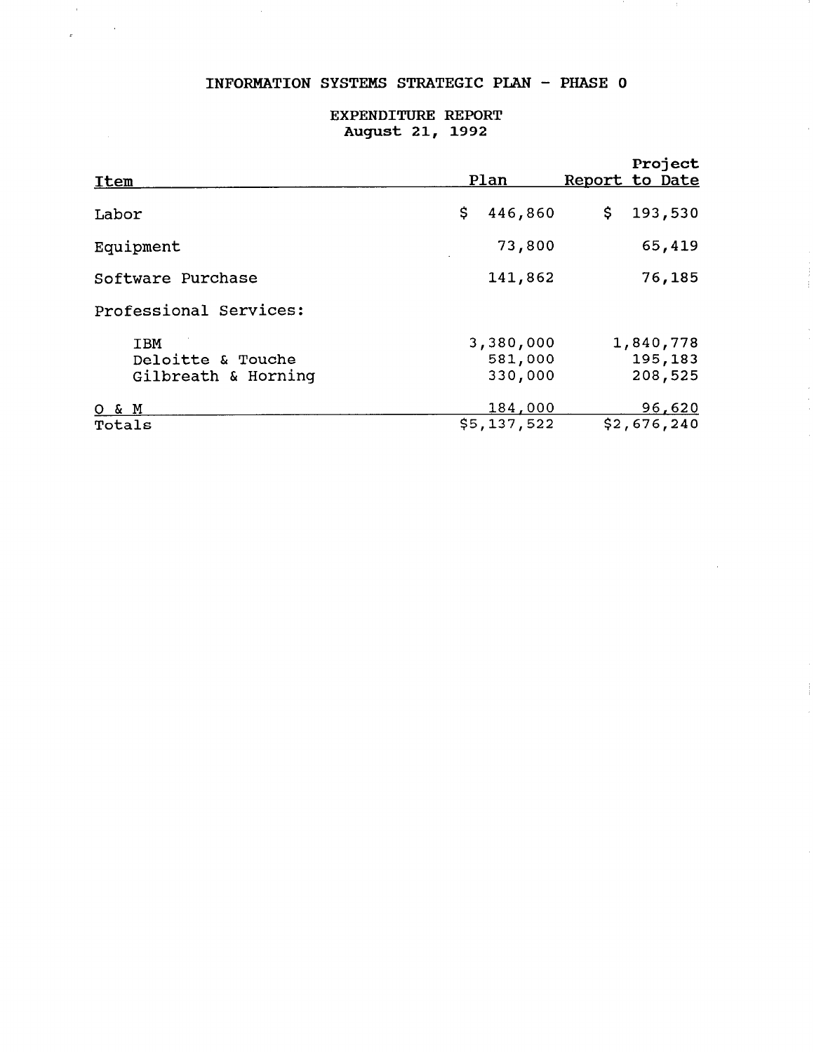# INFORMATION SYSTEMS STRATEGIC PLAN - PHASE 0

## EXPENDITURE REPORT
August 21, 1992

| Item | Plan | Project Report to Date |
|---|---|---|
| Labor | $ 446,860 | $ 193,530 |
| Equipment | 73,800 | 65,419 |
| Software Purchase | 141,862 | 76,185 |
| Professional Services: | | |
| IBM | 3,380,000 | 1,840,778 |
| Deloitte & Touche | 581,000 | 195,183 |
| Gilbreath & Horning | 330,000 | 208,525 |
| O & M | 184,000 | 96,620 |
| Totals | $5,137,522 | $2,676,240 |